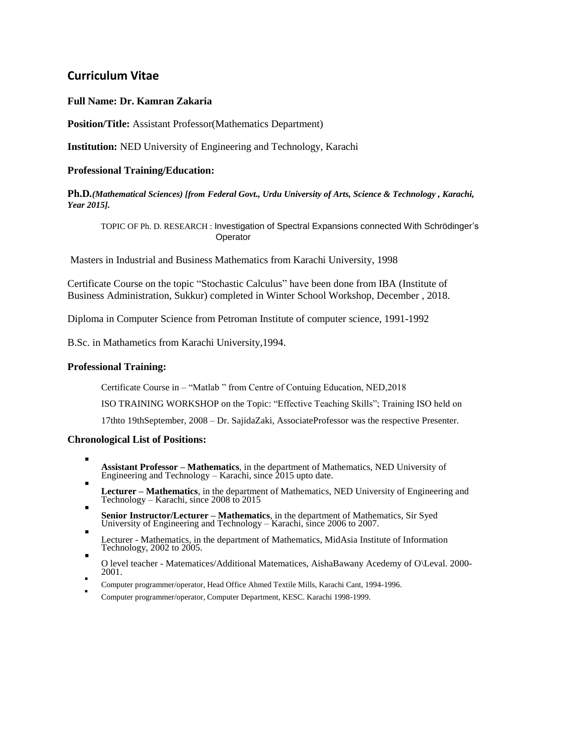## Curriculum Vitae

**Full Name: Dr. Kamran Zakaria**

**Position/Title:** Assistant Professor(Mathematics Department)

**Institution:** NED University of Engineering and Technology, Karachi

**Professional Training/Education:**

**Ph.D.*(Mathematical Sciences) [from Federal Govt., Urdu University of Arts, Science & Technology , Karachi, Year 2015].***

TOPIC OF Ph. D. RESEARCH : Investigation of Spectral Expansions connected With Schrödinger's Operator

Masters in Industrial and Business Mathematics from Karachi University, 1998

Certificate Course on the topic "Stochastic Calculus" have been done from IBA (Institute of Business Administration, Sukkur) completed in Winter School Workshop, December , 2018.

Diploma in Computer Science from Petroman Institute of computer science, 1991-1992

B.Sc. in Mathametics from Karachi University,1994.

**Professional Training:**

Certificate Course in – "Matlab " from Centre of Contuing Education, NED,2018

ISO TRAINING WORKSHOP on the Topic: "Effective Teaching Skills"; Training ISO held on 17thto 19thSeptember, 2008 – Dr. SajidaZaki, AssociateProfessor was the respective Presenter.

**Chronological List of Positions:**

- **Assistant Professor – Mathematics**, in the department of Mathematics, NED University of Engineering and Technology – Karachi, since 2015 upto date.
- **Lecturer – Mathematics**, in the department of Mathematics, NED University of Engineering and Technology – Karachi, since 2008 to 2015
- **Senior Instructor/Lecturer – Mathematics**, in the department of Mathematics, Sir Syed University of Engineering and Technology – Karachi, since 2006 to 2007.
- Lecturer - Mathematics, in the department of Mathematics, MidAsia Institute of Information Technology, 2002 to 2005.
- O level teacher - Matematices/Additional Matematices, AishaBawany Acedemy of O\Leval. 2000-2001.
- Computer programmer/operator, Head Office Ahmed Textile Mills, Karachi Cant, 1994-1996.
- Computer programmer/operator, Computer Department, KESC. Karachi 1998-1999.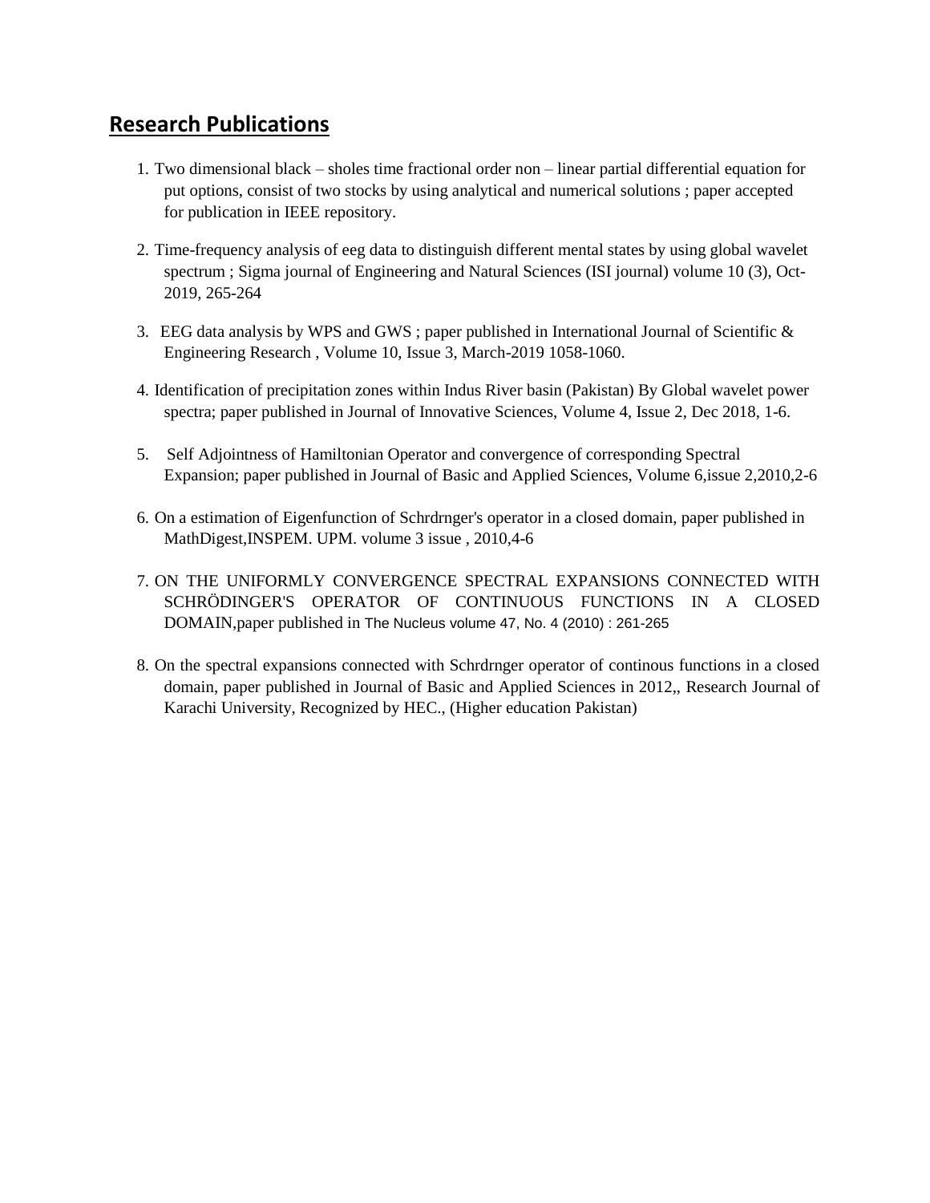## Research Publications

1. Two dimensional black – sholes time fractional order non – linear partial differential equation for put options, consist of two stocks by using analytical and numerical solutions ; paper accepted for publication in IEEE repository.

2. Time-frequency analysis of eeg data to distinguish different mental states by using global wavelet spectrum ; Sigma journal of Engineering and Natural Sciences (ISI journal) volume 10 (3), Oct-2019, 265-264

3. EEG data analysis by WPS and GWS ; paper published in International Journal of Scientific & Engineering Research , Volume 10, Issue 3, March-2019 1058-1060.

4. Identification of precipitation zones within Indus River basin (Pakistan) By Global wavelet power spectra; paper published in Journal of Innovative Sciences, Volume 4, Issue 2, Dec 2018, 1-6.

5. Self Adjointness of Hamiltonian Operator and convergence of corresponding Spectral Expansion; paper published in Journal of Basic and Applied Sciences, Volume 6,issue 2,2010,2-6

6. On a estimation of Eigenfunction of Schrdrnger's operator in a closed domain, paper published in MathDigest,INSPEM. UPM. volume 3 issue , 2010,4-6

7. ON THE UNIFORMLY CONVERGENCE SPECTRAL EXPANSIONS CONNECTED WITH SCHRÖDINGER'S OPERATOR OF CONTINUOUS FUNCTIONS IN A CLOSED DOMAIN,paper published in The Nucleus volume 47, No. 4 (2010) : 261-265

8. On the spectral expansions connected with Schrdrnger operator of continous functions in a closed domain, paper published in Journal of Basic and Applied Sciences in 2012,, Research Journal of Karachi University, Recognized by HEC., (Higher education Pakistan)